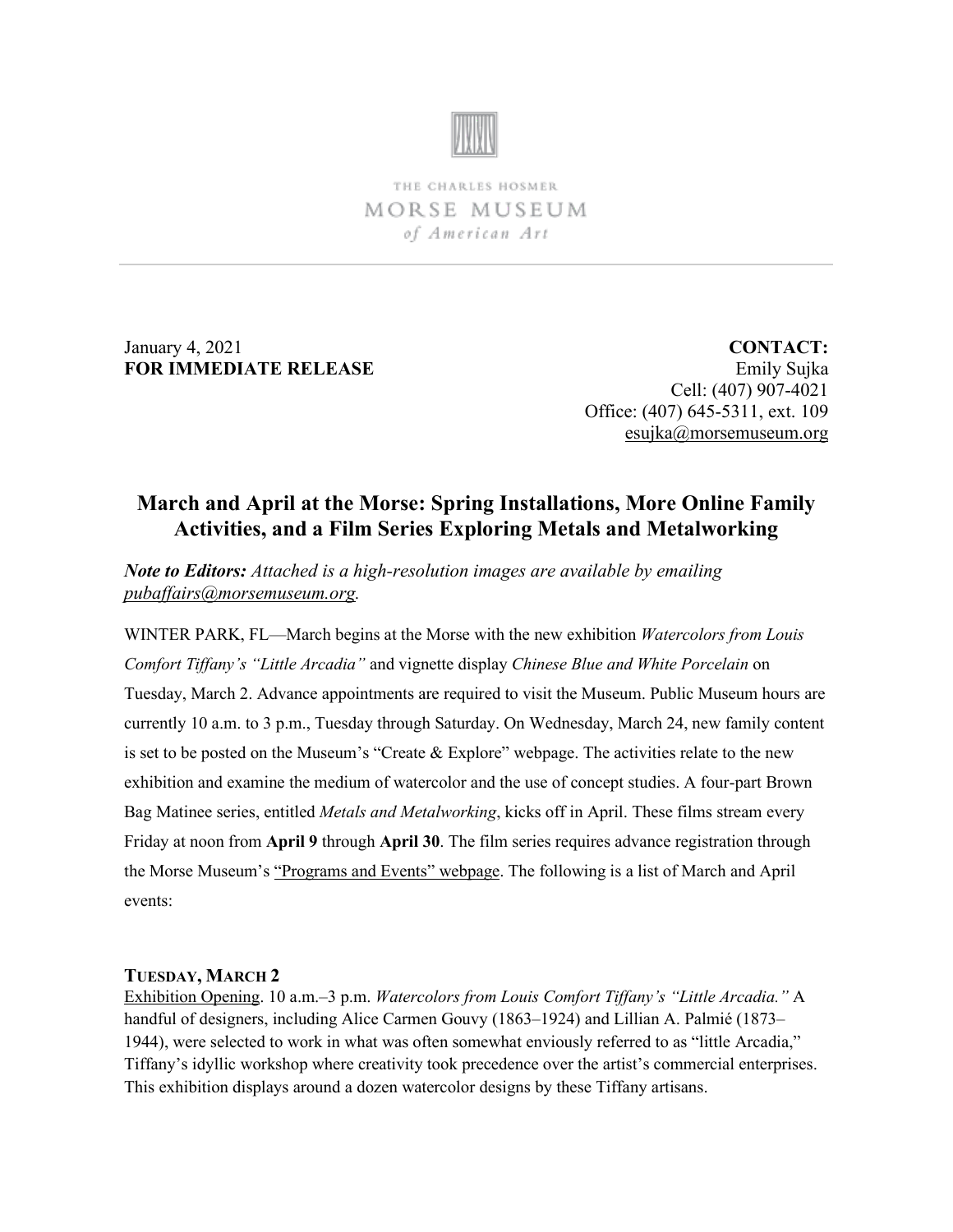THE CHARLES HOSMER
MORSE MUSEUM
*of American Art*

January 4, 2021
**FOR IMMEDIATE RELEASE**

**CONTACT:**
Emily Sujka
Cell: (407) 907-4021
Office: (407) 645-5311, ext. 109
esujka@morsemuseum.org

## March and April at the Morse: Spring Installations, More Online Family Activities, and a Film Series Exploring Metals and Metalworking

***Note to Editors:** Attached is a high-resolution images are available by emailing pubaffairs@morsemuseum.org.*

WINTER PARK, FL—March begins at the Morse with the new exhibition *Watercolors from Louis Comfort Tiffany's "Little Arcadia"* and vignette display *Chinese Blue and White Porcelain* on Tuesday, March 2. Advance appointments are required to visit the Museum. Public Museum hours are currently 10 a.m. to 3 p.m., Tuesday through Saturday. On Wednesday, March 24, new family content is set to be posted on the Museum's "Create & Explore" webpage. The activities relate to the new exhibition and examine the medium of watercolor and the use of concept studies. A four-part Brown Bag Matinee series, entitled *Metals and Metalworking*, kicks off in April. These films stream every Friday at noon from **April 9** through **April 30**. The film series requires advance registration through the Morse Museum's "Programs and Events" webpage. The following is a list of March and April events:

### TUESDAY, MARCH 2

Exhibition Opening. 10 a.m.–3 p.m. *Watercolors from Louis Comfort Tiffany's "Little Arcadia."* A handful of designers, including Alice Carmen Gouvy (1863–1924) and Lillian A. Palmié (1873–1944), were selected to work in what was often somewhat enviously referred to as "little Arcadia," Tiffany's idyllic workshop where creativity took precedence over the artist's commercial enterprises. This exhibition displays around a dozen watercolor designs by these Tiffany artisans.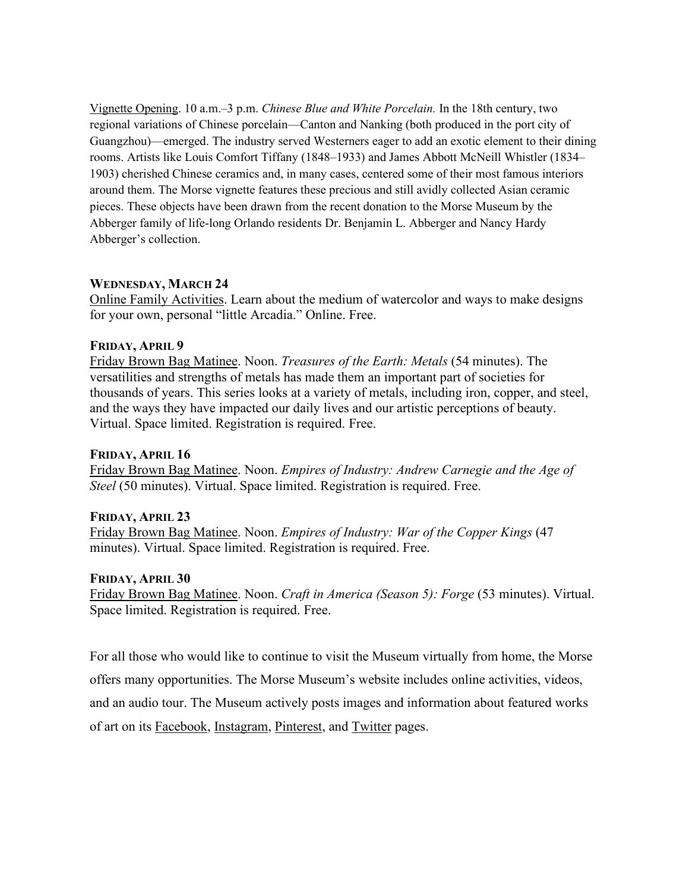Vignette Opening. 10 a.m.–3 p.m. *Chinese Blue and White Porcelain.* In the 18th century, two regional variations of Chinese porcelain—Canton and Nanking (both produced in the port city of Guangzhou)—emerged. The industry served Westerners eager to add an exotic element to their dining rooms. Artists like Louis Comfort Tiffany (1848–1933) and James Abbott McNeill Whistler (1834–1903) cherished Chinese ceramics and, in many cases, centered some of their most famous interiors around them. The Morse vignette features these precious and still avidly collected Asian ceramic pieces. These objects have been drawn from the recent donation to the Morse Museum by the Abberger family of life-long Orlando residents Dr. Benjamin L. Abberger and Nancy Hardy Abberger's collection.

**WEDNESDAY, MARCH 24**

Online Family Activities. Learn about the medium of watercolor and ways to make designs for your own, personal "little Arcadia." Online. Free.

**FRIDAY, APRIL 9**

Friday Brown Bag Matinee. Noon. *Treasures of the Earth: Metals* (54 minutes). The versatilities and strengths of metals has made them an important part of societies for thousands of years. This series looks at a variety of metals, including iron, copper, and steel, and the ways they have impacted our daily lives and our artistic perceptions of beauty. Virtual. Space limited. Registration is required. Free.

**FRIDAY, APRIL 16**

Friday Brown Bag Matinee. Noon. *Empires of Industry: Andrew Carnegie and the Age of Steel* (50 minutes). Virtual. Space limited. Registration is required. Free.

**FRIDAY, APRIL 23**

Friday Brown Bag Matinee. Noon. *Empires of Industry: War of the Copper Kings* (47 minutes). Virtual. Space limited. Registration is required. Free.

**FRIDAY, APRIL 30**

Friday Brown Bag Matinee. Noon. *Craft in America (Season 5): Forge* (53 minutes). Virtual. Space limited. Registration is required. Free.

For all those who would like to continue to visit the Museum virtually from home, the Morse offers many opportunities. The Morse Museum's website includes online activities, videos, and an audio tour. The Museum actively posts images and information about featured works of art on its Facebook, Instagram, Pinterest, and Twitter pages.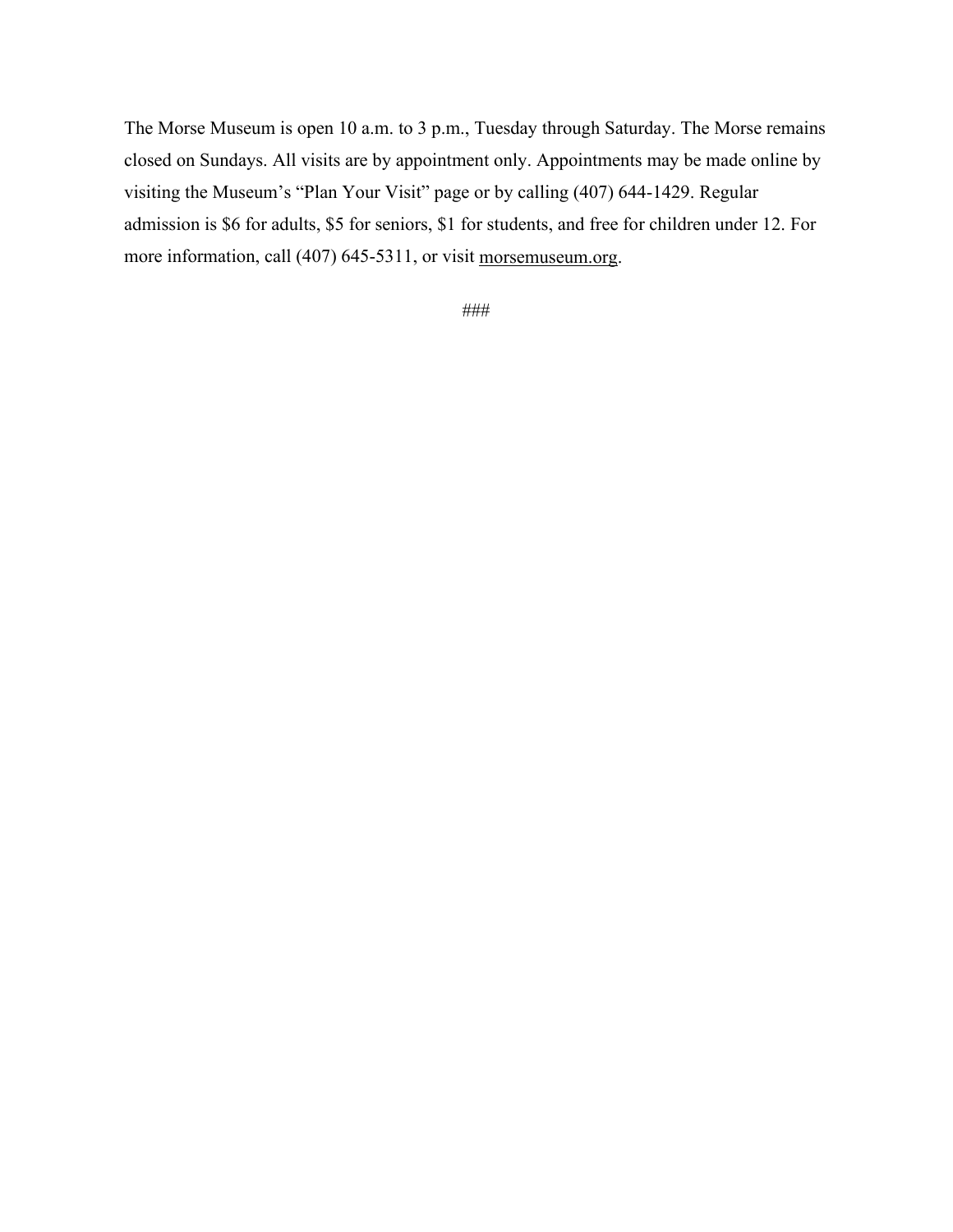The Morse Museum is open 10 a.m. to 3 p.m., Tuesday through Saturday. The Morse remains closed on Sundays. All visits are by appointment only. Appointments may be made online by visiting the Museum's "Plan Your Visit" page or by calling (407) 644-1429. Regular admission is $6 for adults, $5 for seniors, $1 for students, and free for children under 12. For more information, call (407) 645-5311, or visit morsemuseum.org.

###